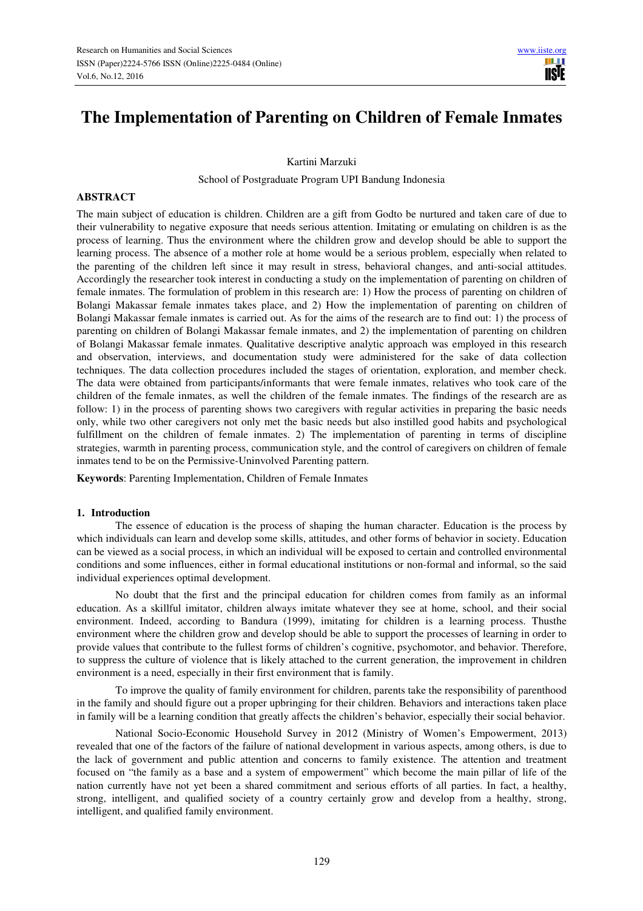# The Implementation of Parenting on Children of Female Inmates

Kartini Marzuki

School of Postgraduate Program UPI Bandung Indonesia

## ABSTRACT

The main subject of education is children. Children are a gift from Godto be nurtured and taken care of due to their vulnerability to negative exposure that needs serious attention. Imitating or emulating on children is as the process of learning. Thus the environment where the children grow and develop should be able to support the learning process. The absence of a mother role at home would be a serious problem, especially when related to the parenting of the children left since it may result in stress, behavioral changes, and anti-social attitudes. Accordingly the researcher took interest in conducting a study on the implementation of parenting on children of female inmates. The formulation of problem in this research are: 1) How the process of parenting on children of Bolangi Makassar female inmates takes place, and 2) How the implementation of parenting on children of Bolangi Makassar female inmates is carried out. As for the aims of the research are to find out: 1) the process of parenting on children of Bolangi Makassar female inmates, and 2) the implementation of parenting on children of Bolangi Makassar female inmates. Qualitative descriptive analytic approach was employed in this research and observation, interviews, and documentation study were administered for the sake of data collection techniques. The data collection procedures included the stages of orientation, exploration, and member check. The data were obtained from participants/informants that were female inmates, relatives who took care of the children of the female inmates, as well the children of the female inmates. The findings of the research are as follow: 1) in the process of parenting shows two caregivers with regular activities in preparing the basic needs only, while two other caregivers not only met the basic needs but also instilled good habits and psychological fulfillment on the children of female inmates. 2) The implementation of parenting in terms of discipline strategies, warmth in parenting process, communication style, and the control of caregivers on children of female inmates tend to be on the Permissive-Uninvolved Parenting pattern.

**Keywords**: Parenting Implementation, Children of Female Inmates

## 1. Introduction

The essence of education is the process of shaping the human character. Education is the process by which individuals can learn and develop some skills, attitudes, and other forms of behavior in society. Education can be viewed as a social process, in which an individual will be exposed to certain and controlled environmental conditions and some influences, either in formal educational institutions or non-formal and informal, so the said individual experiences optimal development.

No doubt that the first and the principal education for children comes from family as an informal education. As a skillful imitator, children always imitate whatever they see at home, school, and their social environment. Indeed, according to Bandura (1999), imitating for children is a learning process. Thusthe environment where the children grow and develop should be able to support the processes of learning in order to provide values that contribute to the fullest forms of children's cognitive, psychomotor, and behavior. Therefore, to suppress the culture of violence that is likely attached to the current generation, the improvement in children environment is a need, especially in their first environment that is family.

To improve the quality of family environment for children, parents take the responsibility of parenthood in the family and should figure out a proper upbringing for their children. Behaviors and interactions taken place in family will be a learning condition that greatly affects the children's behavior, especially their social behavior.

National Socio-Economic Household Survey in 2012 (Ministry of Women's Empowerment, 2013) revealed that one of the factors of the failure of national development in various aspects, among others, is due to the lack of government and public attention and concerns to family existence. The attention and treatment focused on "the family as a base and a system of empowerment" which become the main pillar of life of the nation currently have not yet been a shared commitment and serious efforts of all parties. In fact, a healthy, strong, intelligent, and qualified society of a country certainly grow and develop from a healthy, strong, intelligent, and qualified family environment.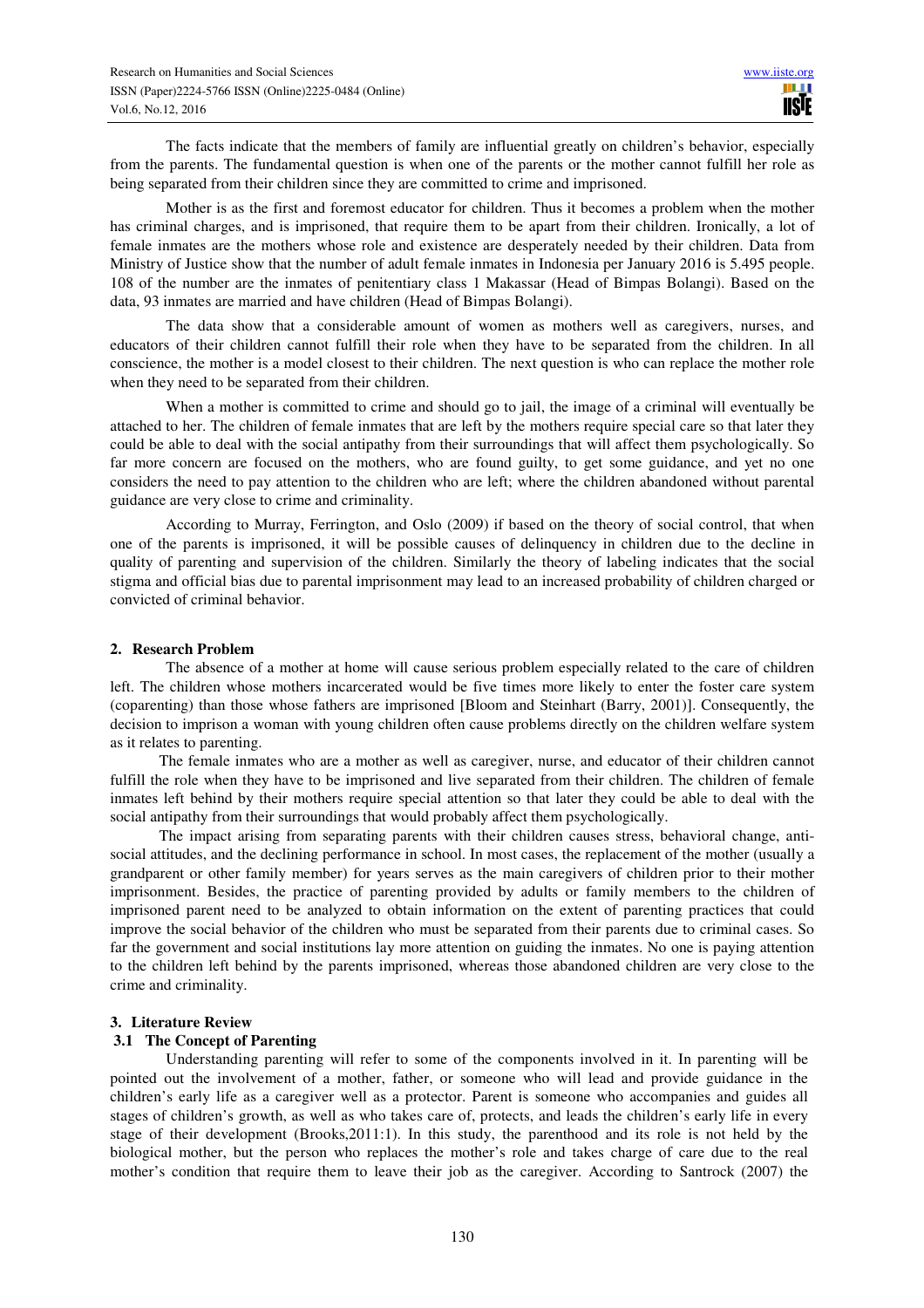The facts indicate that the members of family are influential greatly on children's behavior, especially from the parents. The fundamental question is when one of the parents or the mother cannot fulfill her role as being separated from their children since they are committed to crime and imprisoned.

Mother is as the first and foremost educator for children. Thus it becomes a problem when the mother has criminal charges, and is imprisoned, that require them to be apart from their children. Ironically, a lot of female inmates are the mothers whose role and existence are desperately needed by their children. Data from Ministry of Justice show that the number of adult female inmates in Indonesia per January 2016 is 5.495 people. 108 of the number are the inmates of penitentiary class 1 Makassar (Head of Bimpas Bolangi). Based on the data, 93 inmates are married and have children (Head of Bimpas Bolangi).

The data show that a considerable amount of women as mothers well as caregivers, nurses, and educators of their children cannot fulfill their role when they have to be separated from the children. In all conscience, the mother is a model closest to their children. The next question is who can replace the mother role when they need to be separated from their children.

When a mother is committed to crime and should go to jail, the image of a criminal will eventually be attached to her. The children of female inmates that are left by the mothers require special care so that later they could be able to deal with the social antipathy from their surroundings that will affect them psychologically. So far more concern are focused on the mothers, who are found guilty, to get some guidance, and yet no one considers the need to pay attention to the children who are left; where the children abandoned without parental guidance are very close to crime and criminality.

According to Murray, Ferrington, and Oslo (2009) if based on the theory of social control, that when one of the parents is imprisoned, it will be possible causes of delinquency in children due to the decline in quality of parenting and supervision of the children. Similarly the theory of labeling indicates that the social stigma and official bias due to parental imprisonment may lead to an increased probability of children charged or convicted of criminal behavior.

## 2. Research Problem

The absence of a mother at home will cause serious problem especially related to the care of children left. The children whose mothers incarcerated would be five times more likely to enter the foster care system (coparenting) than those whose fathers are imprisoned [Bloom and Steinhart (Barry, 2001)]. Consequently, the decision to imprison a woman with young children often cause problems directly on the children welfare system as it relates to parenting.

The female inmates who are a mother as well as caregiver, nurse, and educator of their children cannot fulfill the role when they have to be imprisoned and live separated from their children. The children of female inmates left behind by their mothers require special attention so that later they could be able to deal with the social antipathy from their surroundings that would probably affect them psychologically.

The impact arising from separating parents with their children causes stress, behavioral change, anti-social attitudes, and the declining performance in school. In most cases, the replacement of the mother (usually a grandparent or other family member) for years serves as the main caregivers of children prior to their mother imprisonment. Besides, the practice of parenting provided by adults or family members to the children of imprisoned parent need to be analyzed to obtain information on the extent of parenting practices that could improve the social behavior of the children who must be separated from their parents due to criminal cases. So far the government and social institutions lay more attention on guiding the inmates. No one is paying attention to the children left behind by the parents imprisoned, whereas those abandoned children are very close to the crime and criminality.

## 3. Literature Review

### 3.1 The Concept of Parenting

Understanding parenting will refer to some of the components involved in it. In parenting will be pointed out the involvement of a mother, father, or someone who will lead and provide guidance in the children's early life as a caregiver well as a protector. Parent is someone who accompanies and guides all stages of children's growth, as well as who takes care of, protects, and leads the children's early life in every stage of their development (Brooks,2011:1). In this study, the parenthood and its role is not held by the biological mother, but the person who replaces the mother's role and takes charge of care due to the real mother's condition that require them to leave their job as the caregiver. According to Santrock (2007) the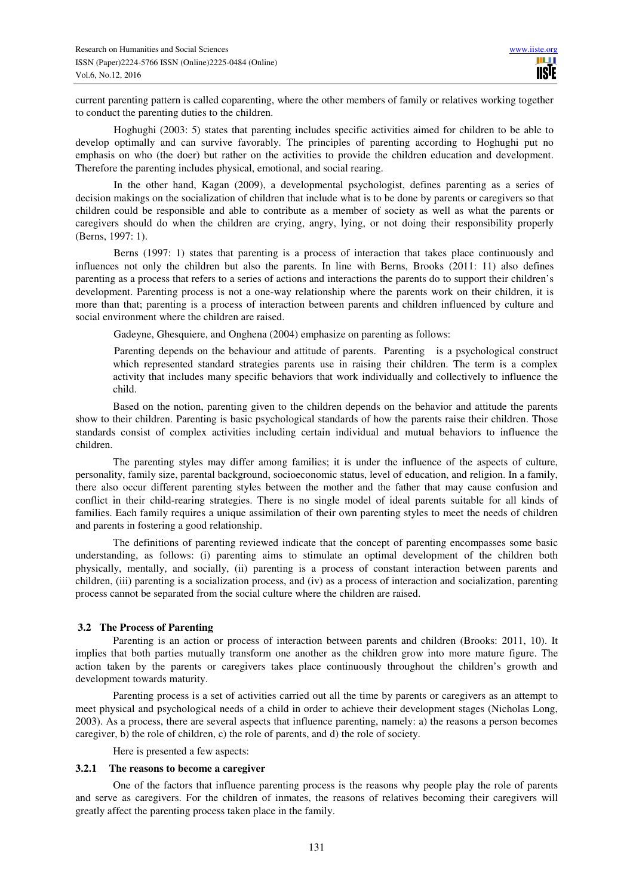current parenting pattern is called coparenting, where the other members of family or relatives working together to conduct the parenting duties to the children.

Hoghughi (2003: 5) states that parenting includes specific activities aimed for children to be able to develop optimally and can survive favorably. The principles of parenting according to Hoghughi put no emphasis on who (the doer) but rather on the activities to provide the children education and development. Therefore the parenting includes physical, emotional, and social rearing.

In the other hand, Kagan (2009), a developmental psychologist, defines parenting as a series of decision makings on the socialization of children that include what is to be done by parents or caregivers so that children could be responsible and able to contribute as a member of society as well as what the parents or caregivers should do when the children are crying, angry, lying, or not doing their responsibility properly (Berns, 1997: 1).

Berns (1997: 1) states that parenting is a process of interaction that takes place continuously and influences not only the children but also the parents. In line with Berns, Brooks (2011: 11) also defines parenting as a process that refers to a series of actions and interactions the parents do to support their children's development. Parenting process is not a one-way relationship where the parents work on their children, it is more than that; parenting is a process of interaction between parents and children influenced by culture and social environment where the children are raised.

Gadeyne, Ghesquiere, and Onghena (2004) emphasize on parenting as follows:

> Parenting depends on the behaviour and attitude of parents. Parenting is a psychological construct which represented standard strategies parents use in raising their children. The term is a complex activity that includes many specific behaviors that work individually and collectively to influence the child.

Based on the notion, parenting given to the children depends on the behavior and attitude the parents show to their children. Parenting is basic psychological standards of how the parents raise their children. Those standards consist of complex activities including certain individual and mutual behaviors to influence the children.

The parenting styles may differ among families; it is under the influence of the aspects of culture, personality, family size, parental background, socioeconomic status, level of education, and religion. In a family, there also occur different parenting styles between the mother and the father that may cause confusion and conflict in their child-rearing strategies. There is no single model of ideal parents suitable for all kinds of families. Each family requires a unique assimilation of their own parenting styles to meet the needs of children and parents in fostering a good relationship.

The definitions of parenting reviewed indicate that the concept of parenting encompasses some basic understanding, as follows: (i) parenting aims to stimulate an optimal development of the children both physically, mentally, and socially, (ii) parenting is a process of constant interaction between parents and children, (iii) parenting is a socialization process, and (iv) as a process of interaction and socialization, parenting process cannot be separated from the social culture where the children are raised.

### 3.2 The Process of Parenting

Parenting is an action or process of interaction between parents and children (Brooks: 2011, 10). It implies that both parties mutually transform one another as the children grow into more mature figure. The action taken by the parents or caregivers takes place continuously throughout the children's growth and development towards maturity.

Parenting process is a set of activities carried out all the time by parents or caregivers as an attempt to meet physical and psychological needs of a child in order to achieve their development stages (Nicholas Long, 2003). As a process, there are several aspects that influence parenting, namely: a) the reasons a person becomes caregiver, b) the role of children, c) the role of parents, and d) the role of society.

Here is presented a few aspects:

#### 3.2.1 The reasons to become a caregiver

One of the factors that influence parenting process is the reasons why people play the role of parents and serve as caregivers. For the children of inmates, the reasons of relatives becoming their caregivers will greatly affect the parenting process taken place in the family.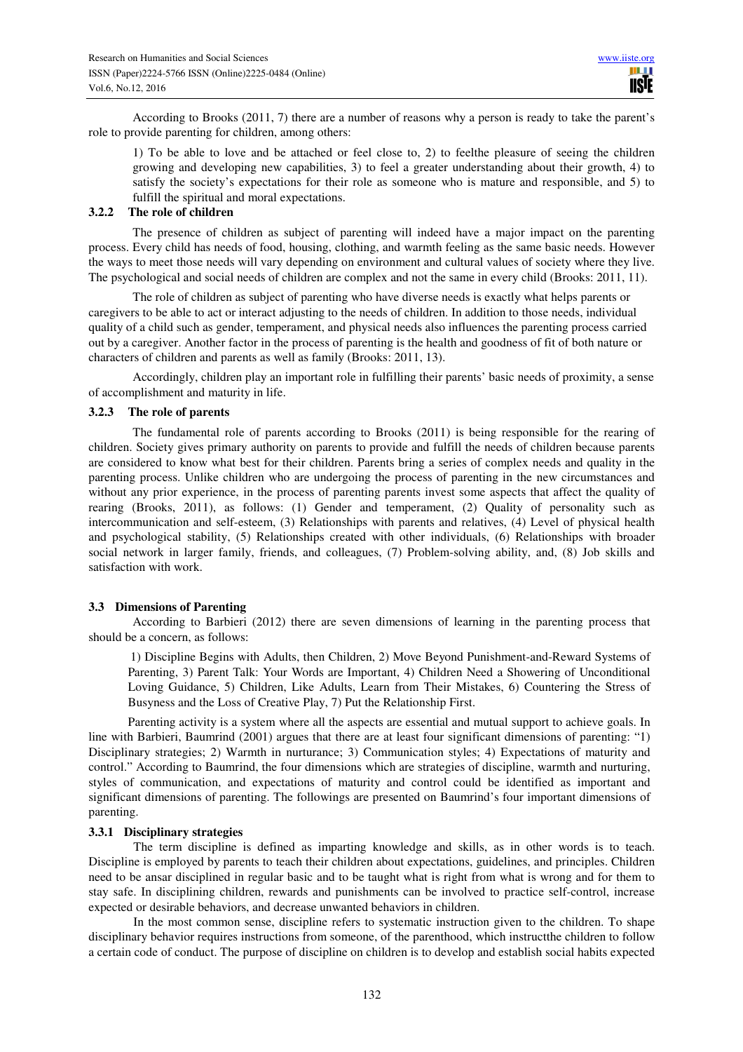According to Brooks (2011, 7) there are a number of reasons why a person is ready to take the parent's role to provide parenting for children, among others:

> 1) To be able to love and be attached or feel close to, 2) to feelthe pleasure of seeing the children growing and developing new capabilities, 3) to feel a greater understanding about their growth, 4) to satisfy the society's expectations for their role as someone who is mature and responsible, and 5) to fulfill the spiritual and moral expectations.

### 3.2.2 The role of children

The presence of children as subject of parenting will indeed have a major impact on the parenting process. Every child has needs of food, housing, clothing, and warmth feeling as the same basic needs. However the ways to meet those needs will vary depending on environment and cultural values of society where they live. The psychological and social needs of children are complex and not the same in every child (Brooks: 2011, 11).

The role of children as subject of parenting who have diverse needs is exactly what helps parents or caregivers to be able to act or interact adjusting to the needs of children. In addition to those needs, individual quality of a child such as gender, temperament, and physical needs also influences the parenting process carried out by a caregiver. Another factor in the process of parenting is the health and goodness of fit of both nature or characters of children and parents as well as family (Brooks: 2011, 13).

Accordingly, children play an important role in fulfilling their parents' basic needs of proximity, a sense of accomplishment and maturity in life.

### 3.2.3 The role of parents

The fundamental role of parents according to Brooks (2011) is being responsible for the rearing of children. Society gives primary authority on parents to provide and fulfill the needs of children because parents are considered to know what best for their children. Parents bring a series of complex needs and quality in the parenting process. Unlike children who are undergoing the process of parenting in the new circumstances and without any prior experience, in the process of parenting parents invest some aspects that affect the quality of rearing (Brooks, 2011), as follows: (1) Gender and temperament, (2) Quality of personality such as intercommunication and self-esteem, (3) Relationships with parents and relatives, (4) Level of physical health and psychological stability, (5) Relationships created with other individuals, (6) Relationships with broader social network in larger family, friends, and colleagues, (7) Problem-solving ability, and, (8) Job skills and satisfaction with work.

## 3.3 Dimensions of Parenting

According to Barbieri (2012) there are seven dimensions of learning in the parenting process that should be a concern, as follows:

> 1) Discipline Begins with Adults, then Children, 2) Move Beyond Punishment-and-Reward Systems of Parenting, 3) Parent Talk: Your Words are Important, 4) Children Need a Showering of Unconditional Loving Guidance, 5) Children, Like Adults, Learn from Their Mistakes, 6) Countering the Stress of Busyness and the Loss of Creative Play, 7) Put the Relationship First.

Parenting activity is a system where all the aspects are essential and mutual support to achieve goals. In line with Barbieri, Baumrind (2001) argues that there are at least four significant dimensions of parenting: "1) Disciplinary strategies; 2) Warmth in nurturance; 3) Communication styles; 4) Expectations of maturity and control." According to Baumrind, the four dimensions which are strategies of discipline, warmth and nurturing, styles of communication, and expectations of maturity and control could be identified as important and significant dimensions of parenting. The followings are presented on Baumrind's four important dimensions of parenting.

### 3.3.1 Disciplinary strategies

The term discipline is defined as imparting knowledge and skills, as in other words is to teach. Discipline is employed by parents to teach their children about expectations, guidelines, and principles. Children need to be ansar disciplined in regular basic and to be taught what is right from what is wrong and for them to stay safe. In disciplining children, rewards and punishments can be involved to practice self-control, increase expected or desirable behaviors, and decrease unwanted behaviors in children.

In the most common sense, discipline refers to systematic instruction given to the children. To shape disciplinary behavior requires instructions from someone, of the parenthood, which instructthe children to follow a certain code of conduct. The purpose of discipline on children is to develop and establish social habits expected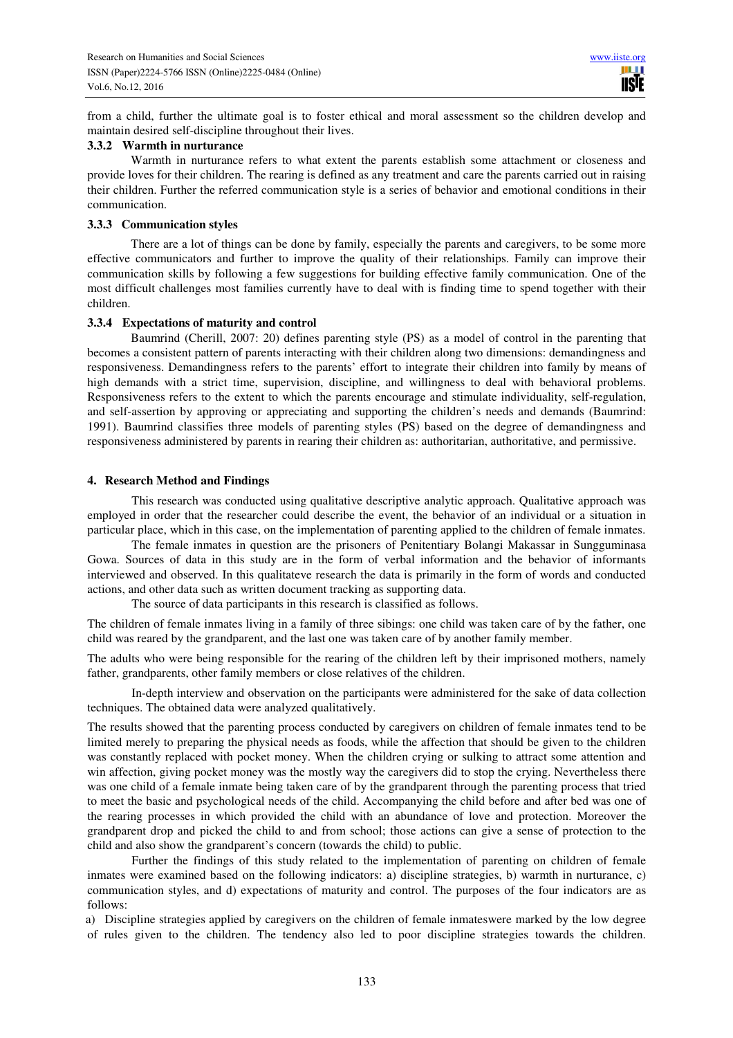from a child, further the ultimate goal is to foster ethical and moral assessment so the children develop and maintain desired self-discipline throughout their lives.

### 3.3.2 Warmth in nurturance

Warmth in nurturance refers to what extent the parents establish some attachment or closeness and provide loves for their children. The rearing is defined as any treatment and care the parents carried out in raising their children. Further the referred communication style is a series of behavior and emotional conditions in their communication.

### 3.3.3 Communication styles

There are a lot of things can be done by family, especially the parents and caregivers, to be some more effective communicators and further to improve the quality of their relationships. Family can improve their communication skills by following a few suggestions for building effective family communication. One of the most difficult challenges most families currently have to deal with is finding time to spend together with their children.

### 3.3.4 Expectations of maturity and control

Baumrind (Cherill, 2007: 20) defines parenting style (PS) as a model of control in the parenting that becomes a consistent pattern of parents interacting with their children along two dimensions: demandingness and responsiveness. Demandingness refers to the parents' effort to integrate their children into family by means of high demands with a strict time, supervision, discipline, and willingness to deal with behavioral problems. Responsiveness refers to the extent to which the parents encourage and stimulate individuality, self-regulation, and self-assertion by approving or appreciating and supporting the children's needs and demands (Baumrind: 1991). Baumrind classifies three models of parenting styles (PS) based on the degree of demandingness and responsiveness administered by parents in rearing their children as: authoritarian, authoritative, and permissive.

## 4. Research Method and Findings

This research was conducted using qualitative descriptive analytic approach. Qualitative approach was employed in order that the researcher could describe the event, the behavior of an individual or a situation in particular place, which in this case, on the implementation of parenting applied to the children of female inmates.

The female inmates in question are the prisoners of Penitentiary Bolangi Makassar in Sungguminasa Gowa. Sources of data in this study are in the form of verbal information and the behavior of informants interviewed and observed. In this qualitateve research the data is primarily in the form of words and conducted actions, and other data such as written document tracking as supporting data.

The source of data participants in this research is classified as follows.

The children of female inmates living in a family of three siblings: one child was taken care of by the father, one child was reared by the grandparent, and the last one was taken care of by another family member.

The adults who were being responsible for the rearing of the children left by their imprisoned mothers, namely father, grandparents, other family members or close relatives of the children.

In-depth interview and observation on the participants were administered for the sake of data collection techniques. The obtained data were analyzed qualitatively.

The results showed that the parenting process conducted by caregivers on children of female inmates tend to be limited merely to preparing the physical needs as foods, while the affection that should be given to the children was constantly replaced with pocket money. When the children crying or sulking to attract some attention and win affection, giving pocket money was the mostly way the caregivers did to stop the crying. Nevertheless there was one child of a female inmate being taken care of by the grandparent through the parenting process that tried to meet the basic and psychological needs of the child. Accompanying the child before and after bed was one of the rearing processes in which provided the child with an abundance of love and protection. Moreover the grandparent drop and picked the child to and from school; those actions can give a sense of protection to the child and also show the grandparent's concern (towards the child) to public.

Further the findings of this study related to the implementation of parenting on children of female inmates were examined based on the following indicators: a) discipline strategies, b) warmth in nurturance, c) communication styles, and d) expectations of maturity and control. The purposes of the four indicators are as follows:

a) Discipline strategies applied by caregivers on the children of female inmateswere marked by the low degree of rules given to the children. The tendency also led to poor discipline strategies towards the children.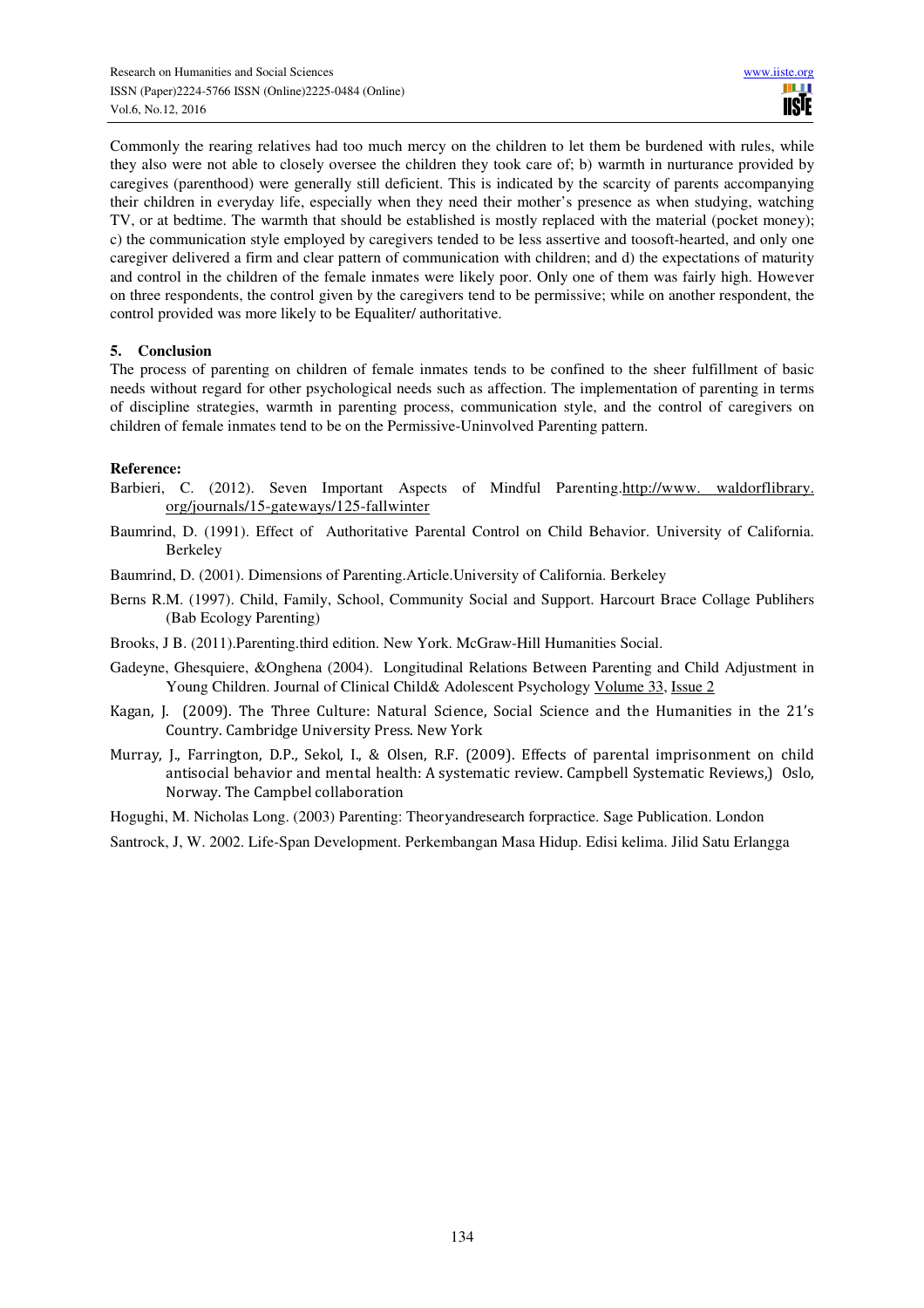Commonly the rearing relatives had too much mercy on the children to let them be burdened with rules, while they also were not able to closely oversee the children they took care of; b) warmth in nurturance provided by caregives (parenthood) were generally still deficient. This is indicated by the scarcity of parents accompanying their children in everyday life, especially when they need their mother's presence as when studying, watching TV, or at bedtime. The warmth that should be established is mostly replaced with the material (pocket money); c) the communication style employed by caregivers tended to be less assertive and toosoft-hearted, and only one caregiver delivered a firm and clear pattern of communication with children; and d) the expectations of maturity and control in the children of the female inmates were likely poor. Only one of them was fairly high. However on three respondents, the control given by the caregivers tend to be permissive; while on another respondent, the control provided was more likely to be Equaliter/ authoritative.

## 5. Conclusion

The process of parenting on children of female inmates tends to be confined to the sheer fulfillment of basic needs without regard for other psychological needs such as affection. The implementation of parenting in terms of discipline strategies, warmth in parenting process, communication style, and the control of caregivers on children of female inmates tend to be on the Permissive-Uninvolved Parenting pattern.

**Reference:**

Barbieri, C. (2012). Seven Important Aspects of Mindful Parenting.http://www. waldorflibrary.org/journals/15-gateways/125-fallwinter

Baumrind, D. (1991). Effect of Authoritative Parental Control on Child Behavior. University of California. Berkeley

Baumrind, D. (2001). Dimensions of Parenting.Article.University of California. Berkeley

Berns R.M. (1997). Child, Family, School, Community Social and Support. Harcourt Brace Collage Publihers (Bab Ecology Parenting)

Brooks, J B. (2011).Parenting.third edition. New York. McGraw-Hill Humanities Social.

Gadeyne, Ghesquiere, &Onghena (2004). Longitudinal Relations Between Parenting and Child Adjustment in Young Children. Journal of Clinical Child& Adolescent Psychology Volume 33, Issue 2

Kagan, J. (2009). The Three Culture: Natural Science, Social Science and the Humanities in the 21's Country. Cambridge University Press. New York

Murray, J., Farrington, D.P., Sekol, I., & Olsen, R.F. (2009). Effects of parental imprisonment on child antisocial behavior and mental health: A systematic review. Campbell Systematic Reviews,) Oslo, Norway. The Campbel collaboration

Hoghughi, M. Nicholas Long. (2003) Parenting: Theoryandresearch forpractice. Sage Publication. London

Santrock, J, W. 2002. Life-Span Development. Perkembangan Masa Hidup. Edisi kelima. Jilid Satu Erlangga